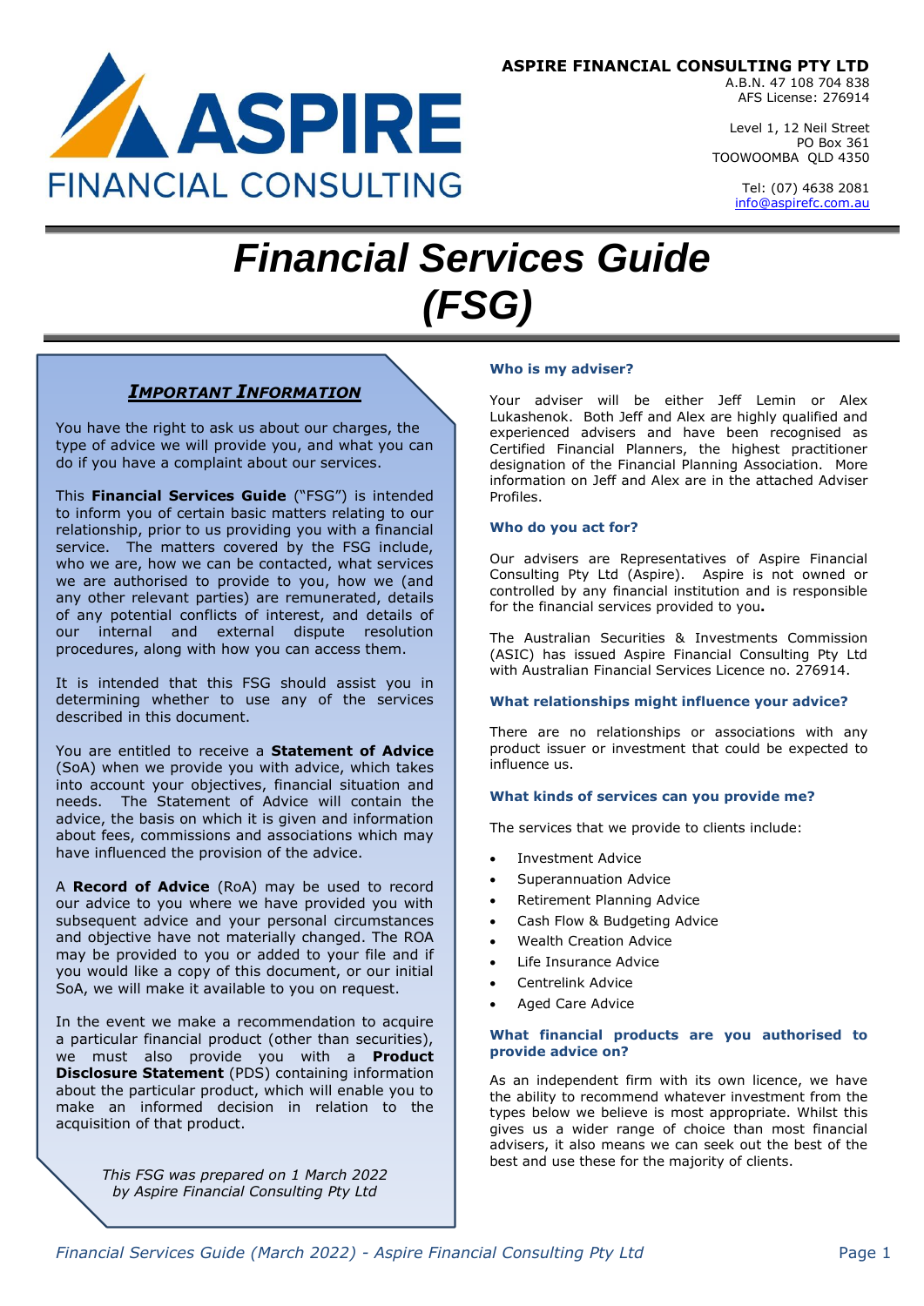**ASPIRE FINANCIAL CONSULTING PTY LTD**
A.B.N. 47 108 704 838
AFS License: 276914

Level 1, 12 Neil Street
PO Box 361
TOOWOOMBA QLD 4350

Tel: (07) 4638 2081
info@aspirefc.com.au

# Financial Services Guide (FSG)

## *IMPORTANT INFORMATION*

You have the right to ask us about our charges, the type of advice we will provide you, and what you can do if you have a complaint about our services.

This **Financial Services Guide** ("FSG") is intended to inform you of certain basic matters relating to our relationship, prior to us providing you with a financial service. The matters covered by the FSG include, who we are, how we can be contacted, what services we are authorised to provide to you, how we (and any other relevant parties) are remunerated, details of any potential conflicts of interest, and details of our internal and external dispute resolution procedures, along with how you can access them.

It is intended that this FSG should assist you in determining whether to use any of the services described in this document.

You are entitled to receive a **Statement of Advice** (SoA) when we provide you with advice, which takes into account your objectives, financial situation and needs. The Statement of Advice will contain the advice, the basis on which it is given and information about fees, commissions and associations which may have influenced the provision of the advice.

A **Record of Advice** (RoA) may be used to record our advice to you where we have provided you with subsequent advice and your personal circumstances and objective have not materially changed. The ROA may be provided to you or added to your file and if you would like a copy of this document, or our initial SoA, we will make it available to you on request.

In the event we make a recommendation to acquire a particular financial product (other than securities), we must also provide you with a **Product Disclosure Statement** (PDS) containing information about the particular product, which will enable you to make an informed decision in relation to the acquisition of that product.

*This FSG was prepared on 1 March 2022 by Aspire Financial Consulting Pty Ltd*

### Who is my adviser?

Your adviser will be either Jeff Lemin or Alex Lukashenok. Both Jeff and Alex are highly qualified and experienced advisers and have been recognised as Certified Financial Planners, the highest practitioner designation of the Financial Planning Association. More information on Jeff and Alex are in the attached Adviser Profiles.

### Who do you act for?

Our advisers are Representatives of Aspire Financial Consulting Pty Ltd (Aspire). Aspire is not owned or controlled by any financial institution and is responsible for the financial services provided to you**.**

The Australian Securities & Investments Commission (ASIC) has issued Aspire Financial Consulting Pty Ltd with Australian Financial Services Licence no. 276914.

### What relationships might influence your advice?

There are no relationships or associations with any product issuer or investment that could be expected to influence us.

### What kinds of services can you provide me?

The services that we provide to clients include:

- Investment Advice
- Superannuation Advice
- Retirement Planning Advice
- Cash Flow & Budgeting Advice
- Wealth Creation Advice
- Life Insurance Advice
- Centrelink Advice
- Aged Care Advice

### What financial products are you authorised to provide advice on?

As an independent firm with its own licence, we have the ability to recommend whatever investment from the types below we believe is most appropriate. Whilst this gives us a wider range of choice than most financial advisers, it also means we can seek out the best of the best and use these for the majority of clients.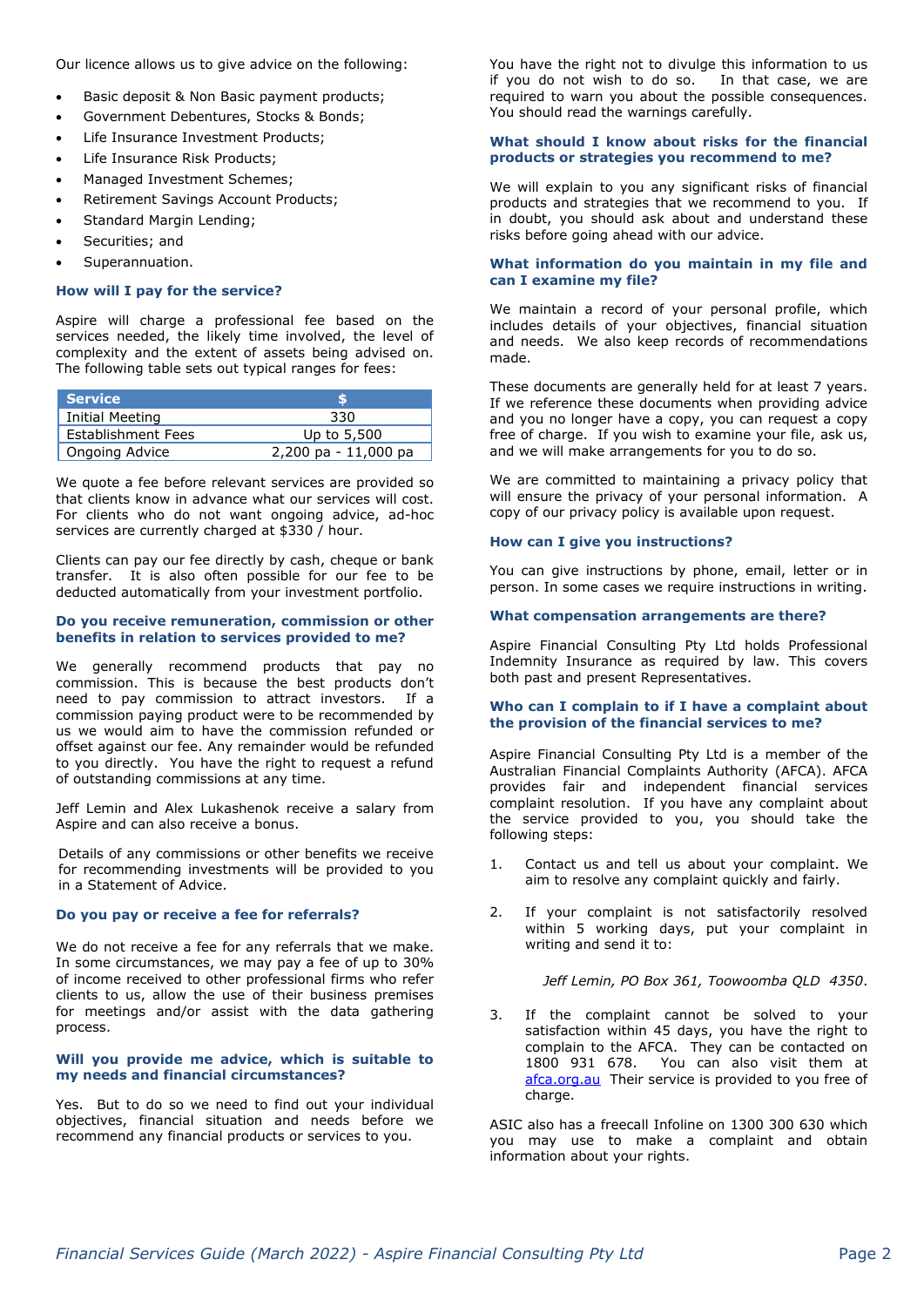Our licence allows us to give advice on the following:

- Basic deposit & Non Basic payment products;
- Government Debentures, Stocks & Bonds;
- Life Insurance Investment Products;
- Life Insurance Risk Products;
- Managed Investment Schemes;
- Retirement Savings Account Products;
- Standard Margin Lending;
- Securities; and
- Superannuation.

### How will I pay for the service?

Aspire will charge a professional fee based on the services needed, the likely time involved, the level of complexity and the extent of assets being advised on. The following table sets out typical ranges for fees:

| Service | $ |
|---|---|
| Initial Meeting | 330 |
| Establishment Fees | Up to 5,500 |
| Ongoing Advice | 2,200 pa - 11,000 pa |

We quote a fee before relevant services are provided so that clients know in advance what our services will cost. For clients who do not want ongoing advice, ad-hoc services are currently charged at $330 / hour.

Clients can pay our fee directly by cash, cheque or bank transfer. It is also often possible for our fee to be deducted automatically from your investment portfolio.

### Do you receive remuneration, commission or other benefits in relation to services provided to me?

We generally recommend products that pay no commission. This is because the best products don't need to pay commission to attract investors. If a commission paying product were to be recommended by us we would aim to have the commission refunded or offset against our fee. Any remainder would be refunded to you directly. You have the right to request a refund of outstanding commissions at any time.

Jeff Lemin and Alex Lukashenok receive a salary from Aspire and can also receive a bonus.

Details of any commissions or other benefits we receive for recommending investments will be provided to you in a Statement of Advice.

### Do you pay or receive a fee for referrals?

We do not receive a fee for any referrals that we make. In some circumstances, we may pay a fee of up to 30% of income received to other professional firms who refer clients to us, allow the use of their business premises for meetings and/or assist with the data gathering process.

### Will you provide me advice, which is suitable to my needs and financial circumstances?

Yes. But to do so we need to find out your individual objectives, financial situation and needs before we recommend any financial products or services to you.

You have the right not to divulge this information to us if you do not wish to do so. In that case, we are required to warn you about the possible consequences. You should read the warnings carefully.

### What should I know about risks for the financial products or strategies you recommend to me?

We will explain to you any significant risks of financial products and strategies that we recommend to you. If in doubt, you should ask about and understand these risks before going ahead with our advice.

### What information do you maintain in my file and can I examine my file?

We maintain a record of your personal profile, which includes details of your objectives, financial situation and needs. We also keep records of recommendations made.

These documents are generally held for at least 7 years. If we reference these documents when providing advice and you no longer have a copy, you can request a copy free of charge. If you wish to examine your file, ask us, and we will make arrangements for you to do so.

We are committed to maintaining a privacy policy that will ensure the privacy of your personal information. A copy of our privacy policy is available upon request.

### How can I give you instructions?

You can give instructions by phone, email, letter or in person. In some cases we require instructions in writing.

### What compensation arrangements are there?

Aspire Financial Consulting Pty Ltd holds Professional Indemnity Insurance as required by law. This covers both past and present Representatives.

### Who can I complain to if I have a complaint about the provision of the financial services to me?

Aspire Financial Consulting Pty Ltd is a member of the Australian Financial Complaints Authority (AFCA). AFCA provides fair and independent financial services complaint resolution. If you have any complaint about the service provided to you, you should take the following steps:

1. Contact us and tell us about your complaint. We aim to resolve any complaint quickly and fairly.

2. If your complaint is not satisfactorily resolved within 5 working days, put your complaint in writing and send it to:

   *Jeff Lemin, PO Box 361, Toowoomba QLD 4350.*

3. If the complaint cannot be solved to your satisfaction within 45 days, you have the right to complain to the AFCA. They can be contacted on 1800 931 678. You can also visit them at afca.org.au Their service is provided to you free of charge.

ASIC also has a freecall Infoline on 1300 300 630 which you may use to make a complaint and obtain information about your rights.